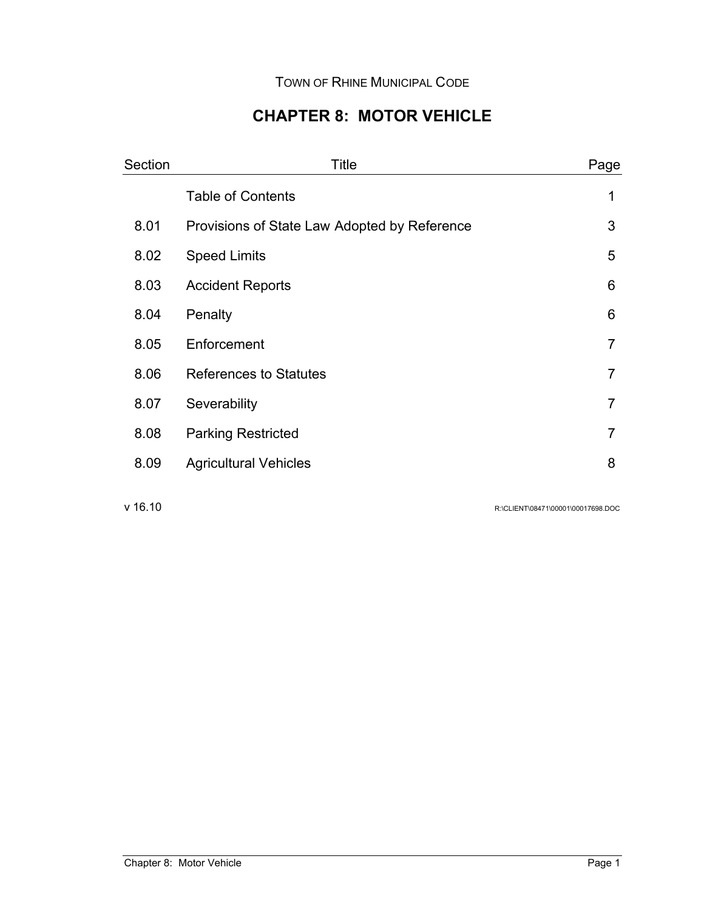Town of Rhine Municipal Code

# CHAPTER 8: MOTOR VEHICLE

| Section | Title | Page |
| --- | --- | --- |
| | Table of Contents | 1 |
| 8.01 | Provisions of State Law Adopted by Reference | 3 |
| 8.02 | Speed Limits | 5 |
| 8.03 | Accident Reports | 6 |
| 8.04 | Penalty | 6 |
| 8.05 | Enforcement | 7 |
| 8.06 | References to Statutes | 7 |
| 8.07 | Severability | 7 |
| 8.08 | Parking Restricted | 7 |
| 8.09 | Agricultural Vehicles | 8 |

v 16.10 R:\CLIENT\08471\00001\00017698.DOC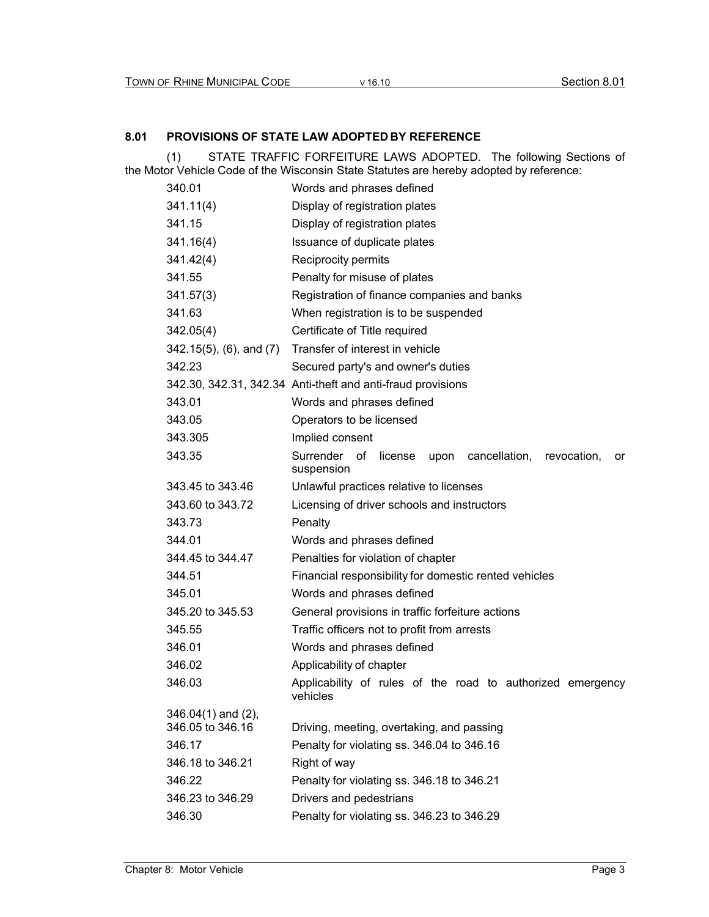## 8.01 PROVISIONS OF STATE LAW ADOPTED BY REFERENCE

(1) STATE TRAFFIC FORFEITURE LAWS ADOPTED. The following Sections of the Motor Vehicle Code of the Wisconsin State Statutes are hereby adopted by reference:

| | |
|---|---|
| 340.01 | Words and phrases defined |
| 341.11(4) | Display of registration plates |
| 341.15 | Display of registration plates |
| 341.16(4) | Issuance of duplicate plates |
| 341.42(4) | Reciprocity permits |
| 341.55 | Penalty for misuse of plates |
| 341.57(3) | Registration of finance companies and banks |
| 341.63 | When registration is to be suspended |
| 342.05(4) | Certificate of Title required |
| 342.15(5), (6), and (7) | Transfer of interest in vehicle |
| 342.23 | Secured party's and owner's duties |
| 342.30, 342.31, 342.34 | Anti-theft and anti-fraud provisions |
| 343.01 | Words and phrases defined |
| 343.05 | Operators to be licensed |
| 343.305 | Implied consent |
| 343.35 | Surrender of license upon cancellation, revocation, or suspension |
| 343.45 to 343.46 | Unlawful practices relative to licenses |
| 343.60 to 343.72 | Licensing of driver schools and instructors |
| 343.73 | Penalty |
| 344.01 | Words and phrases defined |
| 344.45 to 344.47 | Penalties for violation of chapter |
| 344.51 | Financial responsibility for domestic rented vehicles |
| 345.01 | Words and phrases defined |
| 345.20 to 345.53 | General provisions in traffic forfeiture actions |
| 345.55 | Traffic officers not to profit from arrests |
| 346.01 | Words and phrases defined |
| 346.02 | Applicability of chapter |
| 346.03 | Applicability of rules of the road to authorized emergency vehicles |
| 346.04(1) and (2), 346.05 to 346.16 | Driving, meeting, overtaking, and passing |
| 346.17 | Penalty for violating ss. 346.04 to 346.16 |
| 346.18 to 346.21 | Right of way |
| 346.22 | Penalty for violating ss. 346.18 to 346.21 |
| 346.23 to 346.29 | Drivers and pedestrians |
| 346.30 | Penalty for violating ss. 346.23 to 346.29 |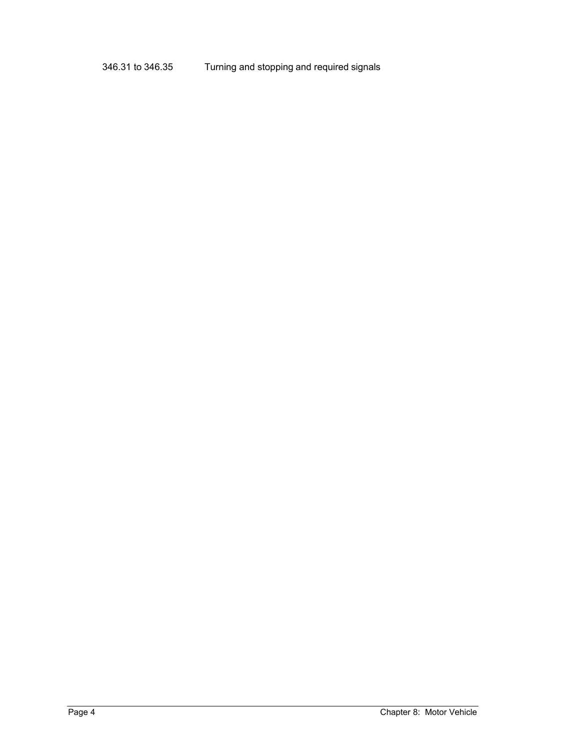| | |
|---|---|
| 346.31 to 346.35 | Turning and stopping and required signals |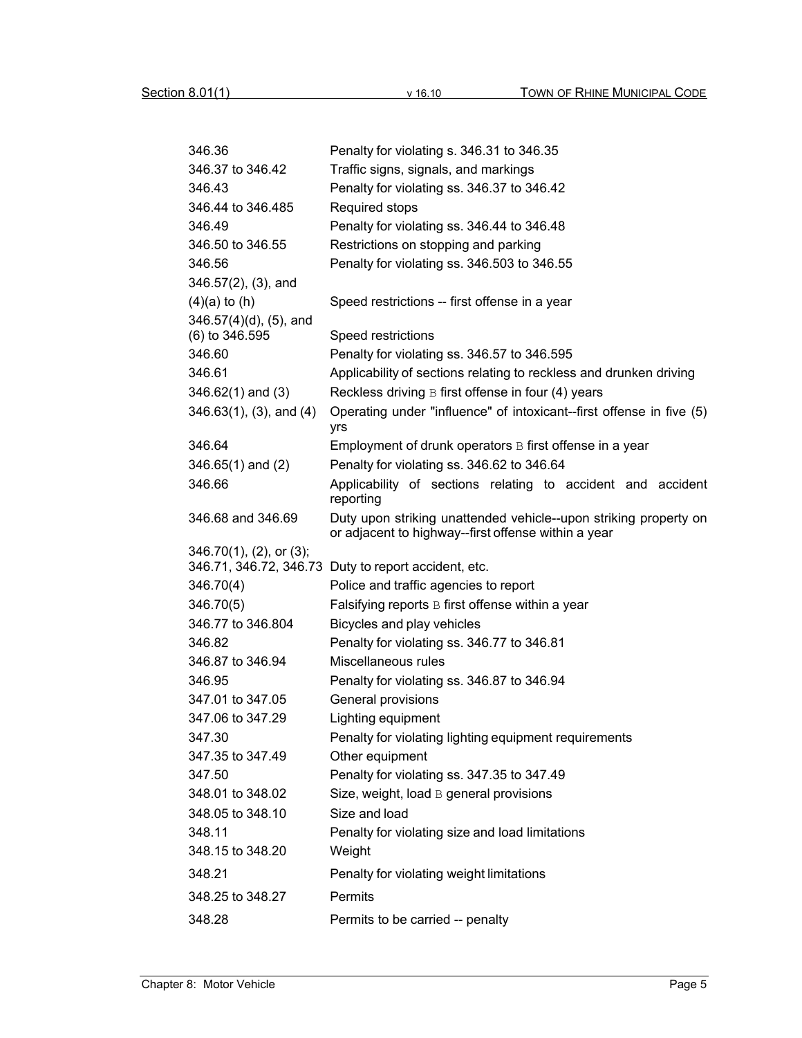| | |
|---|---|
| 346.36 | Penalty for violating s. 346.31 to 346.35 |
| 346.37 to 346.42 | Traffic signs, signals, and markings |
| 346.43 | Penalty for violating ss. 346.37 to 346.42 |
| 346.44 to 346.485 | Required stops |
| 346.49 | Penalty for violating ss. 346.44 to 346.48 |
| 346.50 to 346.55 | Restrictions on stopping and parking |
| 346.56 | Penalty for violating ss. 346.503 to 346.55 |
| 346.57(2), (3), and (4)(a) to (h) | Speed restrictions -- first offense in a year |
| 346.57(4)(d), (5), and (6) to 346.595 | Speed restrictions |
| 346.60 | Penalty for violating ss. 346.57 to 346.595 |
| 346.61 | Applicability of sections relating to reckless and drunken driving |
| 346.62(1) and (3) | Reckless driving B first offense in four (4) years |
| 346.63(1), (3), and (4) | Operating under "influence" of intoxicant--first offense in five (5) yrs |
| 346.64 | Employment of drunk operators B first offense in a year |
| 346.65(1) and (2) | Penalty for violating ss. 346.62 to 346.64 |
| 346.66 | Applicability of sections relating to accident and accident reporting |
| 346.68 and 346.69 | Duty upon striking unattended vehicle--upon striking property on or adjacent to highway--first offense within a year |
| 346.70(1), (2), or (3); 346.71, 346.72, 346.73 | Duty to report accident, etc. |
| 346.70(4) | Police and traffic agencies to report |
| 346.70(5) | Falsifying reports B first offense within a year |
| 346.77 to 346.804 | Bicycles and play vehicles |
| 346.82 | Penalty for violating ss. 346.77 to 346.81 |
| 346.87 to 346.94 | Miscellaneous rules |
| 346.95 | Penalty for violating ss. 346.87 to 346.94 |
| 347.01 to 347.05 | General provisions |
| 347.06 to 347.29 | Lighting equipment |
| 347.30 | Penalty for violating lighting equipment requirements |
| 347.35 to 347.49 | Other equipment |
| 347.50 | Penalty for violating ss. 347.35 to 347.49 |
| 348.01 to 348.02 | Size, weight, load B general provisions |
| 348.05 to 348.10 | Size and load |
| 348.11 | Penalty for violating size and load limitations |
| 348.15 to 348.20 | Weight |
| 348.21 | Penalty for violating weight limitations |
| 348.25 to 348.27 | Permits |
| 348.28 | Permits to be carried -- penalty |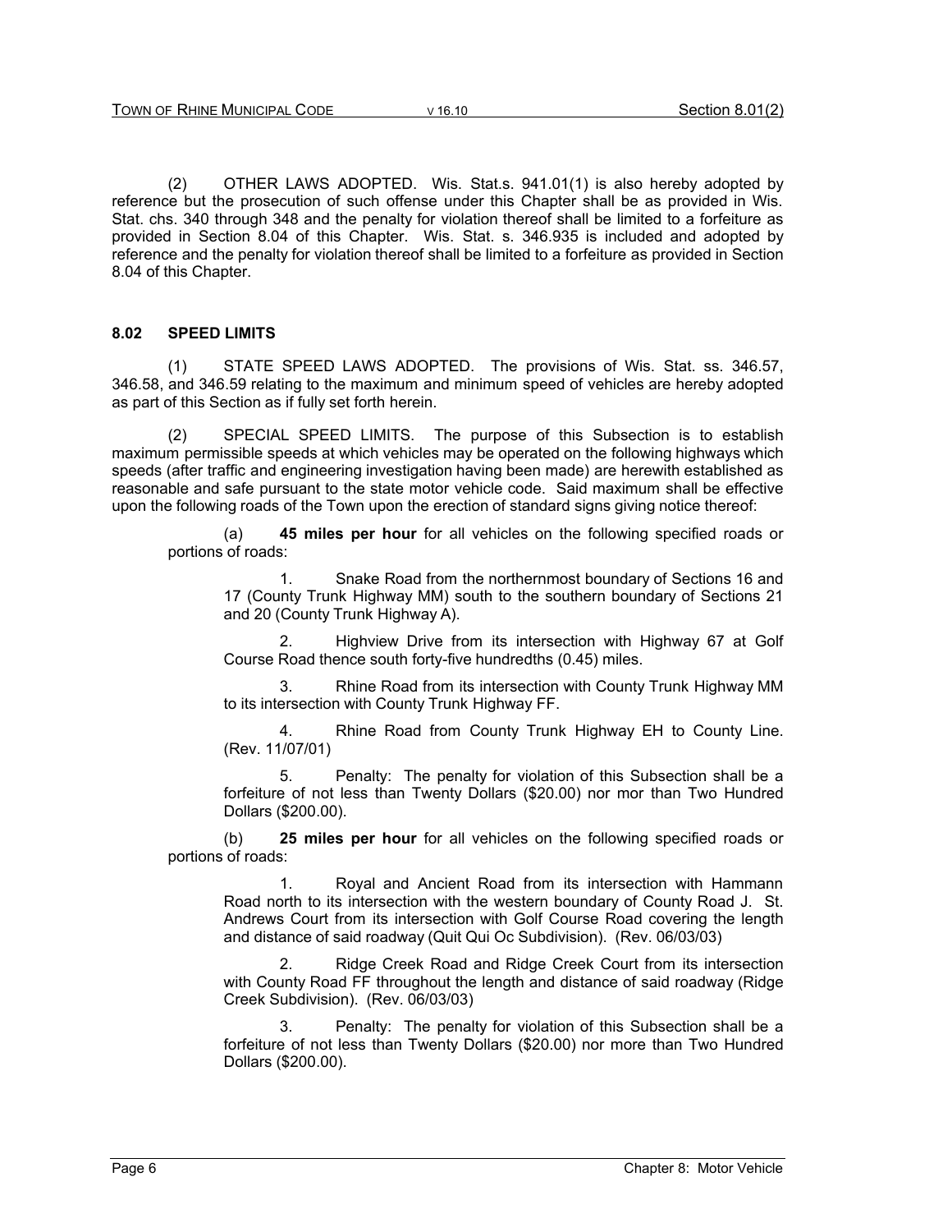(2) OTHER LAWS ADOPTED. Wis. Stat.s. 941.01(1) is also hereby adopted by reference but the prosecution of such offense under this Chapter shall be as provided in Wis. Stat. chs. 340 through 348 and the penalty for violation thereof shall be limited to a forfeiture as provided in Section 8.04 of this Chapter. Wis. Stat. s. 346.935 is included and adopted by reference and the penalty for violation thereof shall be limited to a forfeiture as provided in Section 8.04 of this Chapter.

## 8.02 SPEED LIMITS

(1) STATE SPEED LAWS ADOPTED. The provisions of Wis. Stat. ss. 346.57, 346.58, and 346.59 relating to the maximum and minimum speed of vehicles are hereby adopted as part of this Section as if fully set forth herein.

(2) SPECIAL SPEED LIMITS. The purpose of this Subsection is to establish maximum permissible speeds at which vehicles may be operated on the following highways which speeds (after traffic and engineering investigation having been made) are herewith established as reasonable and safe pursuant to the state motor vehicle code. Said maximum shall be effective upon the following roads of the Town upon the erection of standard signs giving notice thereof:

(a) **45 miles per hour** for all vehicles on the following specified roads or portions of roads:

1. Snake Road from the northernmost boundary of Sections 16 and 17 (County Trunk Highway MM) south to the southern boundary of Sections 21 and 20 (County Trunk Highway A).

2. Highview Drive from its intersection with Highway 67 at Golf Course Road thence south forty-five hundredths (0.45) miles.

3. Rhine Road from its intersection with County Trunk Highway MM to its intersection with County Trunk Highway FF.

4. Rhine Road from County Trunk Highway EH to County Line. (Rev. 11/07/01)

5. Penalty: The penalty for violation of this Subsection shall be a forfeiture of not less than Twenty Dollars ($20.00) nor mor than Two Hundred Dollars ($200.00).

(b) **25 miles per hour** for all vehicles on the following specified roads or portions of roads:

1. Royal and Ancient Road from its intersection with Hammann Road north to its intersection with the western boundary of County Road J. St. Andrews Court from its intersection with Golf Course Road covering the length and distance of said roadway (Quit Qui Oc Subdivision). (Rev. 06/03/03)

2. Ridge Creek Road and Ridge Creek Court from its intersection with County Road FF throughout the length and distance of said roadway (Ridge Creek Subdivision). (Rev. 06/03/03)

3. Penalty: The penalty for violation of this Subsection shall be a forfeiture of not less than Twenty Dollars ($20.00) nor more than Two Hundred Dollars ($200.00).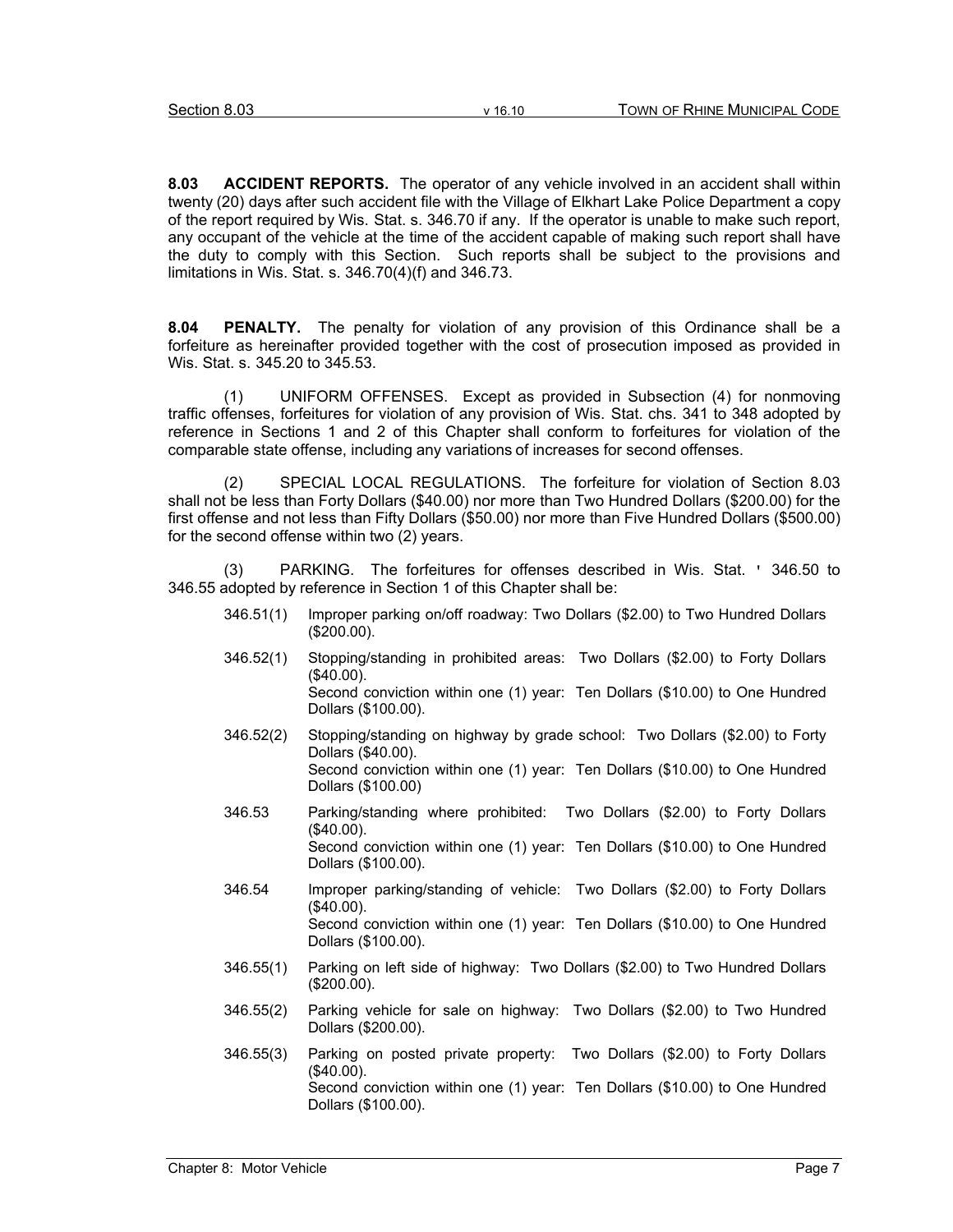**8.03 ACCIDENT REPORTS.** The operator of any vehicle involved in an accident shall within twenty (20) days after such accident file with the Village of Elkhart Lake Police Department a copy of the report required by Wis. Stat. s. 346.70 if any. If the operator is unable to make such report, any occupant of the vehicle at the time of the accident capable of making such report shall have the duty to comply with this Section. Such reports shall be subject to the provisions and limitations in Wis. Stat. s. 346.70(4)(f) and 346.73.

**8.04 PENALTY.** The penalty for violation of any provision of this Ordinance shall be a forfeiture as hereinafter provided together with the cost of prosecution imposed as provided in Wis. Stat. s. 345.20 to 345.53.

(1) UNIFORM OFFENSES. Except as provided in Subsection (4) for nonmoving traffic offenses, forfeitures for violation of any provision of Wis. Stat. chs. 341 to 348 adopted by reference in Sections 1 and 2 of this Chapter shall conform to forfeitures for violation of the comparable state offense, including any variations of increases for second offenses.

(2) SPECIAL LOCAL REGULATIONS. The forfeiture for violation of Section 8.03 shall not be less than Forty Dollars ($40.00) nor more than Two Hundred Dollars ($200.00) for the first offense and not less than Fifty Dollars ($50.00) nor more than Five Hundred Dollars ($500.00) for the second offense within two (2) years.

(3) PARKING. The forfeitures for offenses described in Wis. Stat. ' 346.50 to 346.55 adopted by reference in Section 1 of this Chapter shall be:

346.51(1) Improper parking on/off roadway: Two Dollars ($2.00) to Two Hundred Dollars ($200.00).

346.52(1) Stopping/standing in prohibited areas: Two Dollars ($2.00) to Forty Dollars ($40.00).
Second conviction within one (1) year: Ten Dollars ($10.00) to One Hundred Dollars ($100.00).

346.52(2) Stopping/standing on highway by grade school: Two Dollars ($2.00) to Forty Dollars ($40.00).
Second conviction within one (1) year: Ten Dollars ($10.00) to One Hundred Dollars ($100.00)

346.53 Parking/standing where prohibited: Two Dollars ($2.00) to Forty Dollars ($40.00).
Second conviction within one (1) year: Ten Dollars ($10.00) to One Hundred Dollars ($100.00).

346.54 Improper parking/standing of vehicle: Two Dollars ($2.00) to Forty Dollars ($40.00).
Second conviction within one (1) year: Ten Dollars ($10.00) to One Hundred Dollars ($100.00).

346.55(1) Parking on left side of highway: Two Dollars ($2.00) to Two Hundred Dollars ($200.00).

346.55(2) Parking vehicle for sale on highway: Two Dollars ($2.00) to Two Hundred Dollars ($200.00).

346.55(3) Parking on posted private property: Two Dollars ($2.00) to Forty Dollars ($40.00).
Second conviction within one (1) year: Ten Dollars ($10.00) to One Hundred Dollars ($100.00).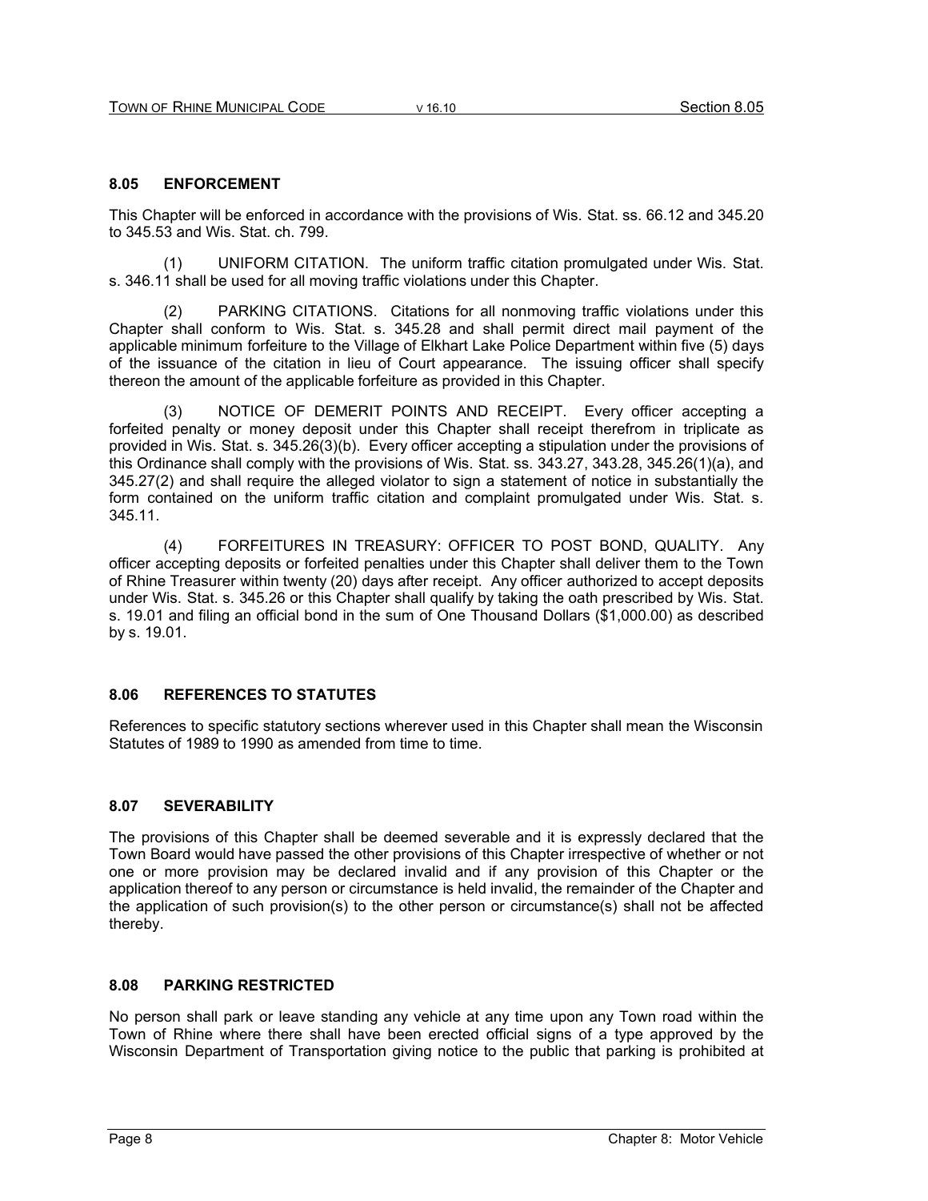### 8.05 ENFORCEMENT

This Chapter will be enforced in accordance with the provisions of Wis. Stat. ss. 66.12 and 345.20 to 345.53 and Wis. Stat. ch. 799.

(1) UNIFORM CITATION. The uniform traffic citation promulgated under Wis. Stat. s. 346.11 shall be used for all moving traffic violations under this Chapter.

(2) PARKING CITATIONS. Citations for all nonmoving traffic violations under this Chapter shall conform to Wis. Stat. s. 345.28 and shall permit direct mail payment of the applicable minimum forfeiture to the Village of Elkhart Lake Police Department within five (5) days of the issuance of the citation in lieu of Court appearance. The issuing officer shall specify thereon the amount of the applicable forfeiture as provided in this Chapter.

(3) NOTICE OF DEMERIT POINTS AND RECEIPT. Every officer accepting a forfeited penalty or money deposit under this Chapter shall receipt therefrom in triplicate as provided in Wis. Stat. s. 345.26(3)(b). Every officer accepting a stipulation under the provisions of this Ordinance shall comply with the provisions of Wis. Stat. ss. 343.27, 343.28, 345.26(1)(a), and 345.27(2) and shall require the alleged violator to sign a statement of notice in substantially the form contained on the uniform traffic citation and complaint promulgated under Wis. Stat. s. 345.11.

(4) FORFEITURES IN TREASURY: OFFICER TO POST BOND, QUALITY. Any officer accepting deposits or forfeited penalties under this Chapter shall deliver them to the Town of Rhine Treasurer within twenty (20) days after receipt. Any officer authorized to accept deposits under Wis. Stat. s. 345.26 or this Chapter shall qualify by taking the oath prescribed by Wis. Stat. s. 19.01 and filing an official bond in the sum of One Thousand Dollars ($1,000.00) as described by s. 19.01.

### 8.06 REFERENCES TO STATUTES

References to specific statutory sections wherever used in this Chapter shall mean the Wisconsin Statutes of 1989 to 1990 as amended from time to time.

### 8.07 SEVERABILITY

The provisions of this Chapter shall be deemed severable and it is expressly declared that the Town Board would have passed the other provisions of this Chapter irrespective of whether or not one or more provision may be declared invalid and if any provision of this Chapter or the application thereof to any person or circumstance is held invalid, the remainder of the Chapter and the application of such provision(s) to the other person or circumstance(s) shall not be affected thereby.

### 8.08 PARKING RESTRICTED

No person shall park or leave standing any vehicle at any time upon any Town road within the Town of Rhine where there shall have been erected official signs of a type approved by the Wisconsin Department of Transportation giving notice to the public that parking is prohibited at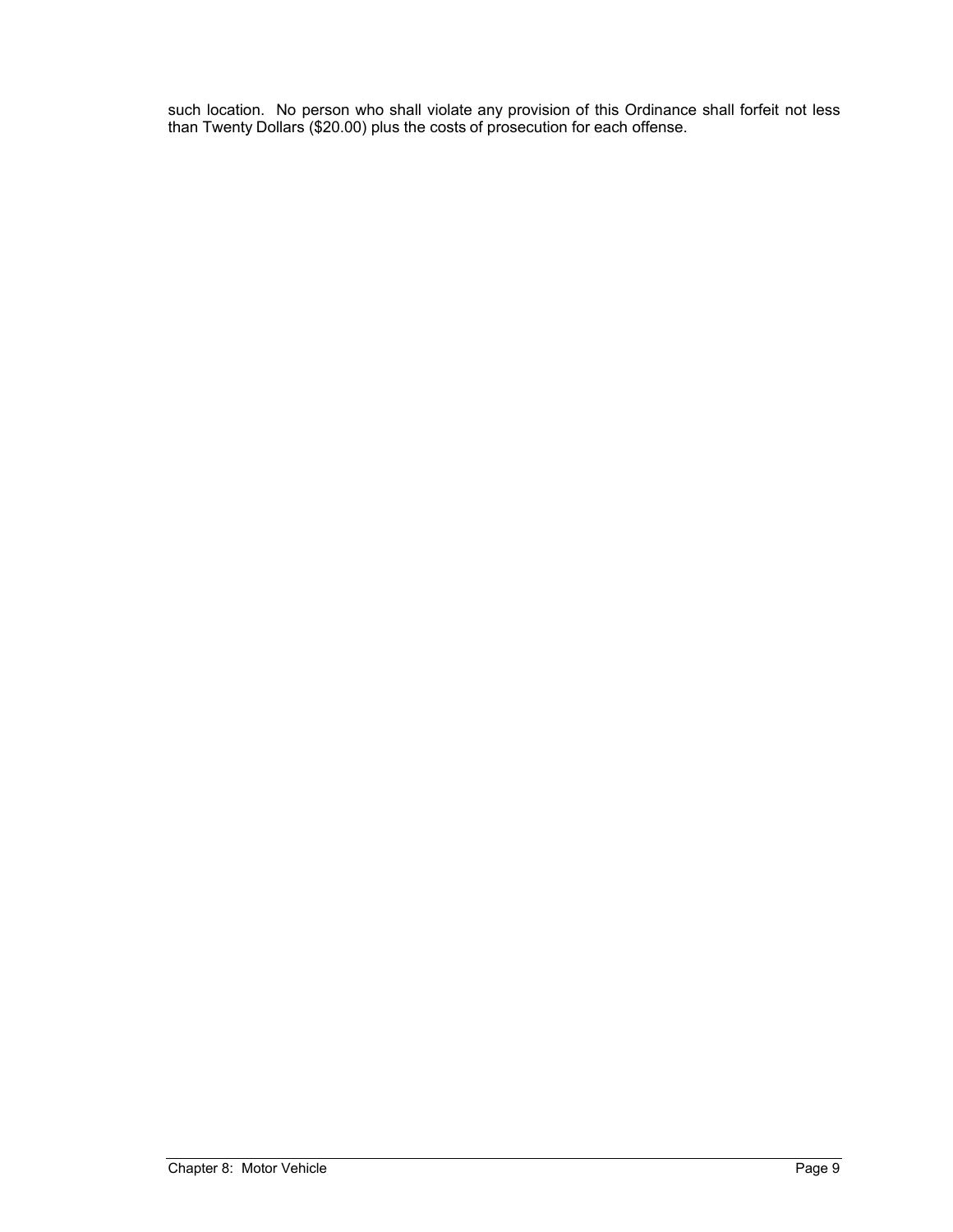such location. No person who shall violate any provision of this Ordinance shall forfeit not less than Twenty Dollars ($20.00) plus the costs of prosecution for each offense.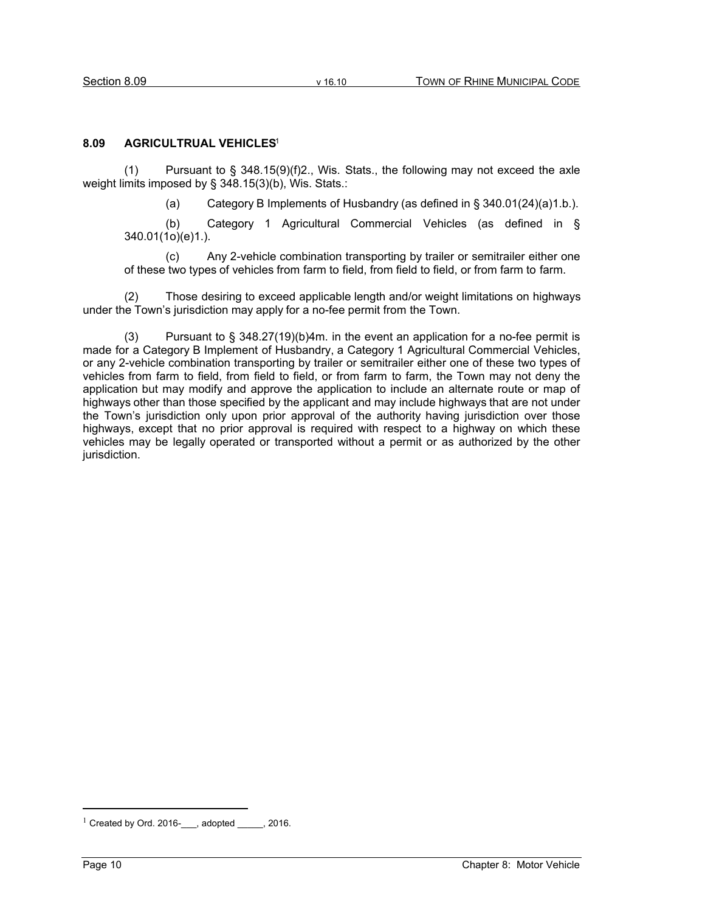## 8.09 AGRICULTRUAL VEHICLES[1]

(1) Pursuant to § 348.15(9)(f)2., Wis. Stats., the following may not exceed the axle weight limits imposed by § 348.15(3)(b), Wis. Stats.:

(a) Category B Implements of Husbandry (as defined in § 340.01(24)(a)1.b.).

(b) Category 1 Agricultural Commercial Vehicles (as defined in § 340.01(1o)(e)1.).

(c) Any 2-vehicle combination transporting by trailer or semitrailer either one of these two types of vehicles from farm to field, from field to field, or from farm to farm.

(2) Those desiring to exceed applicable length and/or weight limitations on highways under the Town's jurisdiction may apply for a no-fee permit from the Town.

(3) Pursuant to § 348.27(19)(b)4m. in the event an application for a no-fee permit is made for a Category B Implement of Husbandry, a Category 1 Agricultural Commercial Vehicles, or any 2-vehicle combination transporting by trailer or semitrailer either one of these two types of vehicles from farm to field, from field to field, or from farm to farm, the Town may not deny the application but may modify and approve the application to include an alternate route or map of highways other than those specified by the applicant and may include highways that are not under the Town's jurisdiction only upon prior approval of the authority having jurisdiction over those highways, except that no prior approval is required with respect to a highway on which these vehicles may be legally operated or transported without a permit or as authorized by the other jurisdiction.

---

[1] Created by Ord. 2016-___, adopted _____, 2016.